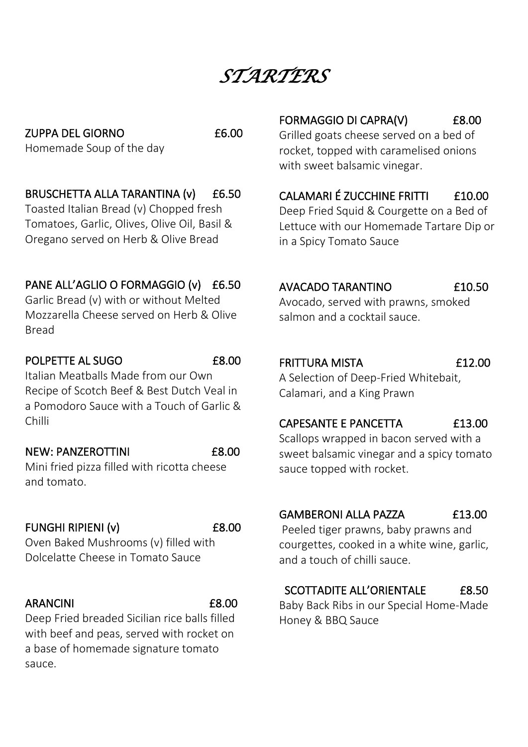# *STARTERS*

**ZUPPA DEL GIORNO** £6.00
Homemade Soup of the day

**BRUSCHETTA ALLA TARANTINA (v)** £6.50
Toasted Italian Bread (v) Chopped fresh Tomatoes, Garlic, Olives, Olive Oil, Basil & Oregano served on Herb & Olive Bread

**PANE ALL'AGLIO O FORMAGGIO (v)** £6.50
Garlic Bread (v) with or without Melted Mozzarella Cheese served on Herb & Olive Bread

**POLPETTE AL SUGO** £8.00
Italian Meatballs Made from our Own Recipe of Scotch Beef & Best Dutch Veal in a Pomodoro Sauce with a Touch of Garlic & Chilli

**NEW: PANZEROTTINI** £8.00
Mini fried pizza filled with ricotta cheese and tomato.

**FUNGHI RIPIENI (v)** £8.00
Oven Baked Mushrooms (v) filled with Dolcelatte Cheese in Tomato Sauce

**ARANCINI** £8.00
Deep Fried breaded Sicilian rice balls filled with beef and peas, served with rocket on a base of homemade signature tomato sauce.

**FORMAGGIO DI CAPRA(V)** £8.00
Grilled goats cheese served on a bed of rocket, topped with caramelised onions with sweet balsamic vinegar.

**CALAMARI É ZUCCHINE FRITTI** £10.00
Deep Fried Squid & Courgette on a Bed of Lettuce with our Homemade Tartare Dip or in a Spicy Tomato Sauce

**AVACADO TARANTINO** £10.50
Avocado, served with prawns, smoked salmon and a cocktail sauce.

**FRITTURA MISTA** £12.00
A Selection of Deep-Fried Whitebait, Calamari, and a King Prawn

**CAPESANTE E PANCETTA** £13.00
Scallops wrapped in bacon served with a sweet balsamic vinegar and a spicy tomato sauce topped with rocket.

**GAMBERONI ALLA PAZZA** £13.00
Peeled tiger prawns, baby prawns and courgettes, cooked in a white wine, garlic, and a touch of chilli sauce.

**SCOTTADITE ALL'ORIENTALE** £8.50
Baby Back Ribs in our Special Home-Made Honey & BBQ Sauce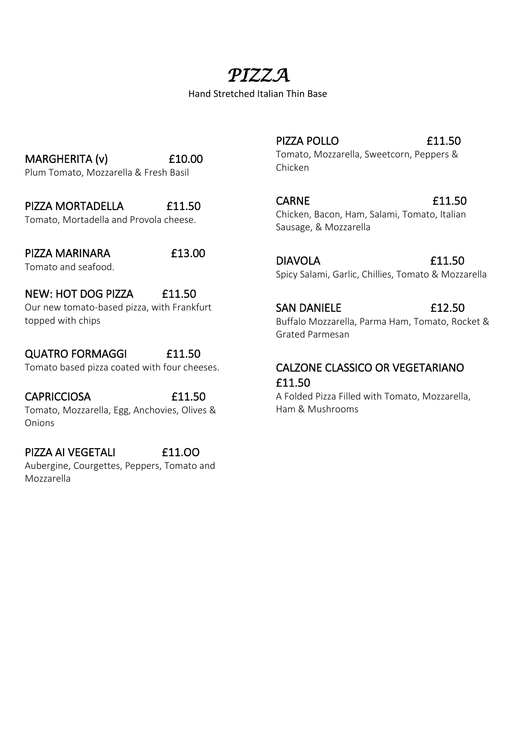# *PIZZA*

Hand Stretched Italian Thin Base

### MARGHERITA (v) £10.00

Plum Tomato, Mozzarella & Fresh Basil

### PIZZA MORTADELLA £11.50

Tomato, Mortadella and Provola cheese.

### PIZZA MARINARA £13.00

Tomato and seafood.

### NEW: HOT DOG PIZZA £11.50

Our new tomato-based pizza, with Frankfurt topped with chips

### QUATRO FORMAGGI £11.50

Tomato based pizza coated with four cheeses.

### CAPRICCIOSA £11.50

Tomato, Mozzarella, Egg, Anchovies, Olives & Onions

### PIZZA AI VEGETALI £11.OO

Aubergine, Courgettes, Peppers, Tomato and Mozzarella

### PIZZA POLLO £11.50

Tomato, Mozzarella, Sweetcorn, Peppers & Chicken

### CARNE £11.50

Chicken, Bacon, Ham, Salami, Tomato, Italian Sausage, & Mozzarella

### DIAVOLA £11.50

Spicy Salami, Garlic, Chillies, Tomato & Mozzarella

### SAN DANIELE £12.50

Buffalo Mozzarella, Parma Ham, Tomato, Rocket & Grated Parmesan

### CALZONE CLASSICO OR VEGETARIANO £11.50

A Folded Pizza Filled with Tomato, Mozzarella, Ham & Mushrooms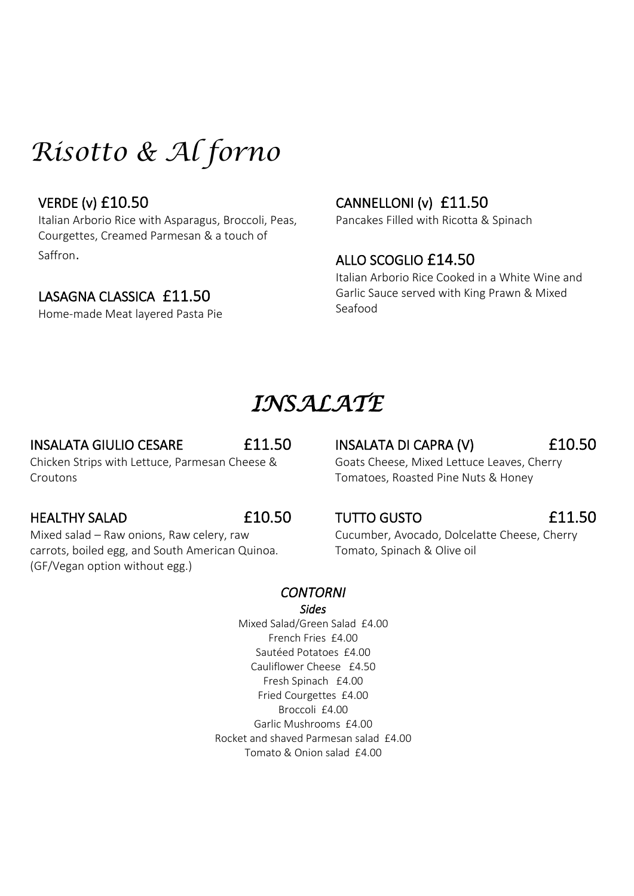# *Risotto & Al forno*

### VERDE (v) £10.50

Italian Arborio Rice with Asparagus, Broccoli, Peas, Courgettes, Creamed Parmesan & a touch of Saffron.

### LASAGNA CLASSICA £11.50

Home-made Meat layered Pasta Pie

### CANNELLONI (v) £11.50

Pancakes Filled with Ricotta & Spinach

### ALLO SCOGLIO £14.50

Italian Arborio Rice Cooked in a White Wine and Garlic Sauce served with King Prawn & Mixed Seafood

# *INSALATE*

### INSALATA GIULIO CESARE £11.50

Chicken Strips with Lettuce, Parmesan Cheese & Croutons

### HEALTHY SALAD £10.50

Mixed salad – Raw onions, Raw celery, raw carrots, boiled egg, and South American Quinoa. (GF/Vegan option without egg.)

### INSALATA DI CAPRA (V) £10.50

Goats Cheese, Mixed Lettuce Leaves, Cherry Tomatoes, Roasted Pine Nuts & Honey

### TUTTO GUSTO £11.50

Cucumber, Avocado, Dolcelatte Cheese, Cherry Tomato, Spinach & Olive oil

## *CONTORNI*

***Sides***

Mixed Salad/Green Salad £4.00
French Fries £4.00
Sautéed Potatoes £4.00
Cauliflower Cheese £4.50
Fresh Spinach £4.00
Fried Courgettes £4.00
Broccoli £4.00
Garlic Mushrooms £4.00
Rocket and shaved Parmesan salad £4.00
Tomato & Onion salad £4.00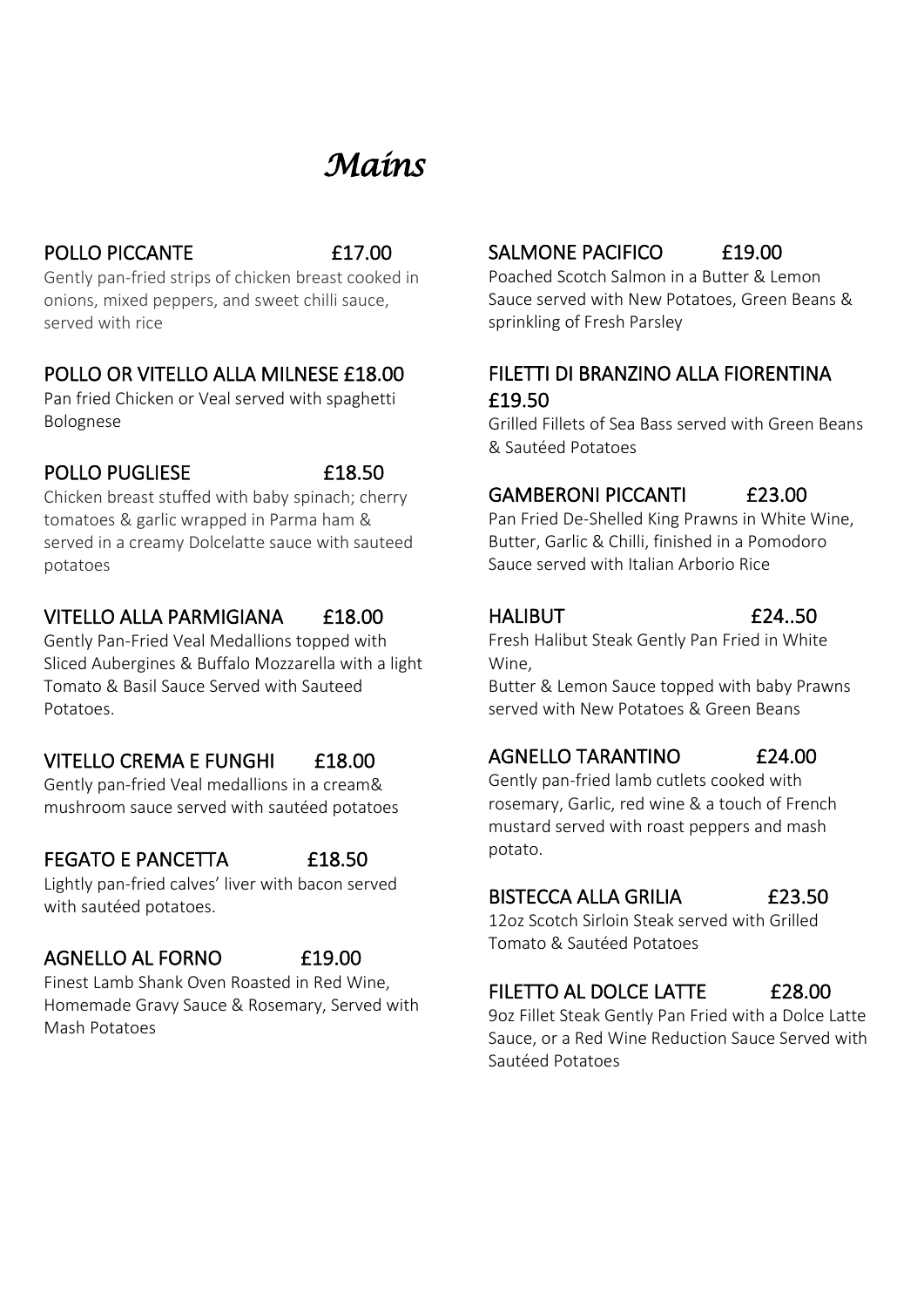# *Mains*

### POLLO PICCANTE £17.00

Gently pan-fried strips of chicken breast cooked in onions, mixed peppers, and sweet chilli sauce, served with rice

### POLLO OR VITELLO ALLA MILNESE £18.00

Pan fried Chicken or Veal served with spaghetti Bolognese

### POLLO PUGLIESE £18.50

Chicken breast stuffed with baby spinach; cherry tomatoes & garlic wrapped in Parma ham & served in a creamy Dolcelatte sauce with sauteed potatoes

### VITELLO ALLA PARMIGIANA £18.00

Gently Pan-Fried Veal Medallions topped with Sliced Aubergines & Buffalo Mozzarella with a light Tomato & Basil Sauce Served with Sauteed Potatoes.

### VITELLO CREMA E FUNGHI £18.00

Gently pan-fried Veal medallions in a cream& mushroom sauce served with sautéed potatoes

### FEGATO E PANCETTA £18.50

Lightly pan-fried calves' liver with bacon served with sautéed potatoes.

### AGNELLO AL FORNO £19.00

Finest Lamb Shank Oven Roasted in Red Wine, Homemade Gravy Sauce & Rosemary, Served with Mash Potatoes

### SALMONE PACIFICO £19.00

Poached Scotch Salmon in a Butter & Lemon Sauce served with New Potatoes, Green Beans & sprinkling of Fresh Parsley

### FILETTI DI BRANZINO ALLA FIORENTINA £19.50

Grilled Fillets of Sea Bass served with Green Beans & Sautéed Potatoes

### GAMBERONI PICCANTI £23.00

Pan Fried De-Shelled King Prawns in White Wine, Butter, Garlic & Chilli, finished in a Pomodoro Sauce served with Italian Arborio Rice

### HALIBUT £24..50

Fresh Halibut Steak Gently Pan Fried in White Wine,
Butter & Lemon Sauce topped with baby Prawns served with New Potatoes & Green Beans

### AGNELLO TARANTINO £24.00

Gently pan-fried lamb cutlets cooked with rosemary, Garlic, red wine & a touch of French mustard served with roast peppers and mash potato.

### BISTECCA ALLA GRILIA £23.50

12oz Scotch Sirloin Steak served with Grilled Tomato & Sautéed Potatoes

### FILETTO AL DOLCE LATTE £28.00

9oz Fillet Steak Gently Pan Fried with a Dolce Latte Sauce, or a Red Wine Reduction Sauce Served with Sautéed Potatoes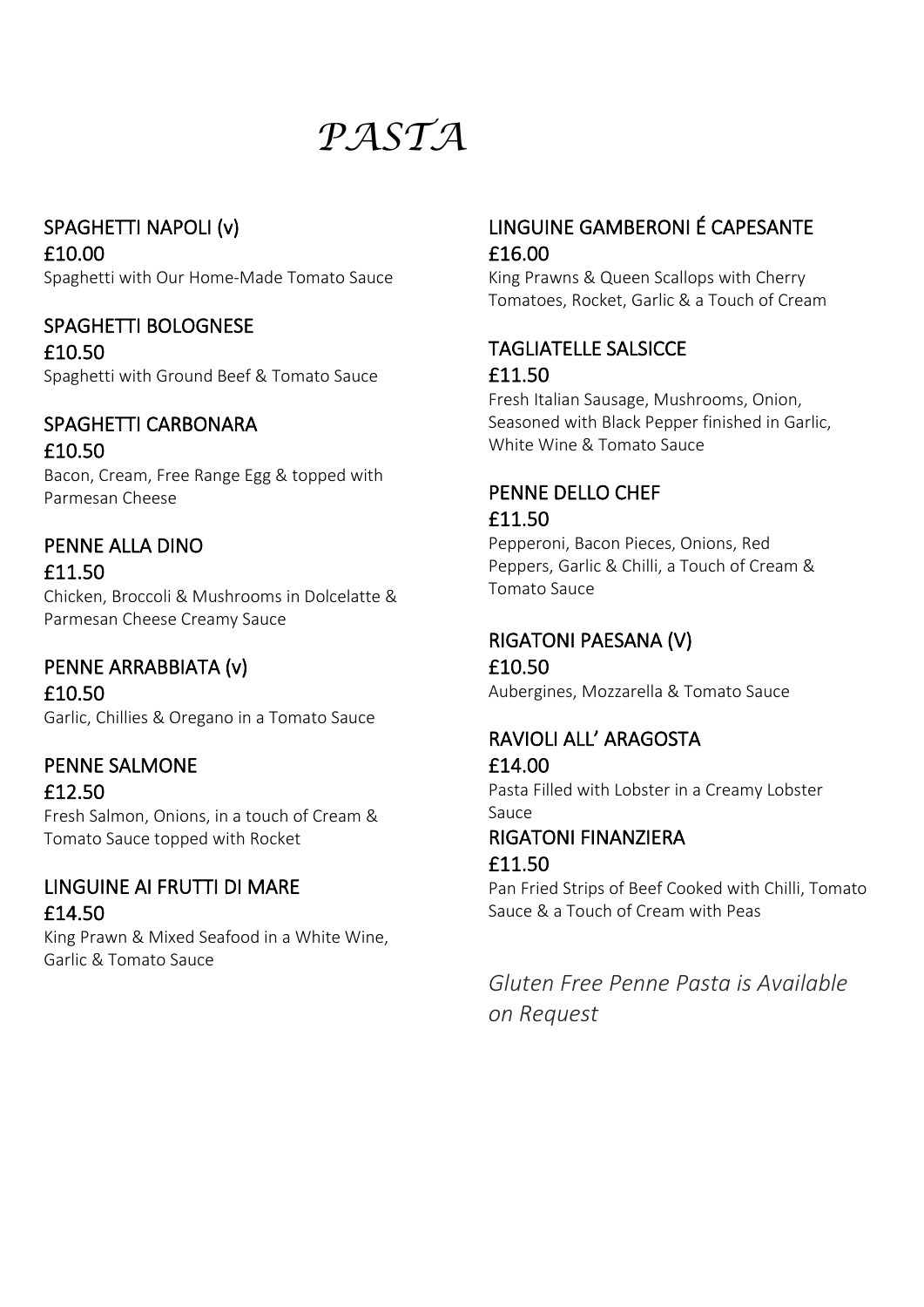# PASTA

### SPAGHETTI NAPOLI (v)
£10.00
Spaghetti with Our Home-Made Tomato Sauce

### SPAGHETTI BOLOGNESE
£10.50
Spaghetti with Ground Beef & Tomato Sauce

### SPAGHETTI CARBONARA
£10.50
Bacon, Cream, Free Range Egg & topped with Parmesan Cheese

### PENNE ALLA DINO
£11.50
Chicken, Broccoli & Mushrooms in Dolcelatte & Parmesan Cheese Creamy Sauce

### PENNE ARRABBIATA (v)
£10.50
Garlic, Chillies & Oregano in a Tomato Sauce

### PENNE SALMONE
£12.50
Fresh Salmon, Onions, in a touch of Cream & Tomato Sauce topped with Rocket

### LINGUINE AI FRUTTI DI MARE
£14.50
King Prawn & Mixed Seafood in a White Wine, Garlic & Tomato Sauce

### LINGUINE GAMBERONI É CAPESANTE
£16.00
King Prawns & Queen Scallops with Cherry Tomatoes, Rocket, Garlic & a Touch of Cream

### TAGLIATELLE SALSICCE
£11.50
Fresh Italian Sausage, Mushrooms, Onion, Seasoned with Black Pepper finished in Garlic, White Wine & Tomato Sauce

### PENNE DELLO CHEF
£11.50
Pepperoni, Bacon Pieces, Onions, Red Peppers, Garlic & Chilli, a Touch of Cream & Tomato Sauce

### RIGATONI PAESANA (V)
£10.50
Aubergines, Mozzarella & Tomato Sauce

### RAVIOLI ALL' ARAGOSTA
£14.00
Pasta Filled with Lobster in a Creamy Lobster Sauce

### RIGATONI FINANZIERA
£11.50
Pan Fried Strips of Beef Cooked with Chilli, Tomato Sauce & a Touch of Cream with Peas

*Gluten Free Penne Pasta is Available on Request*